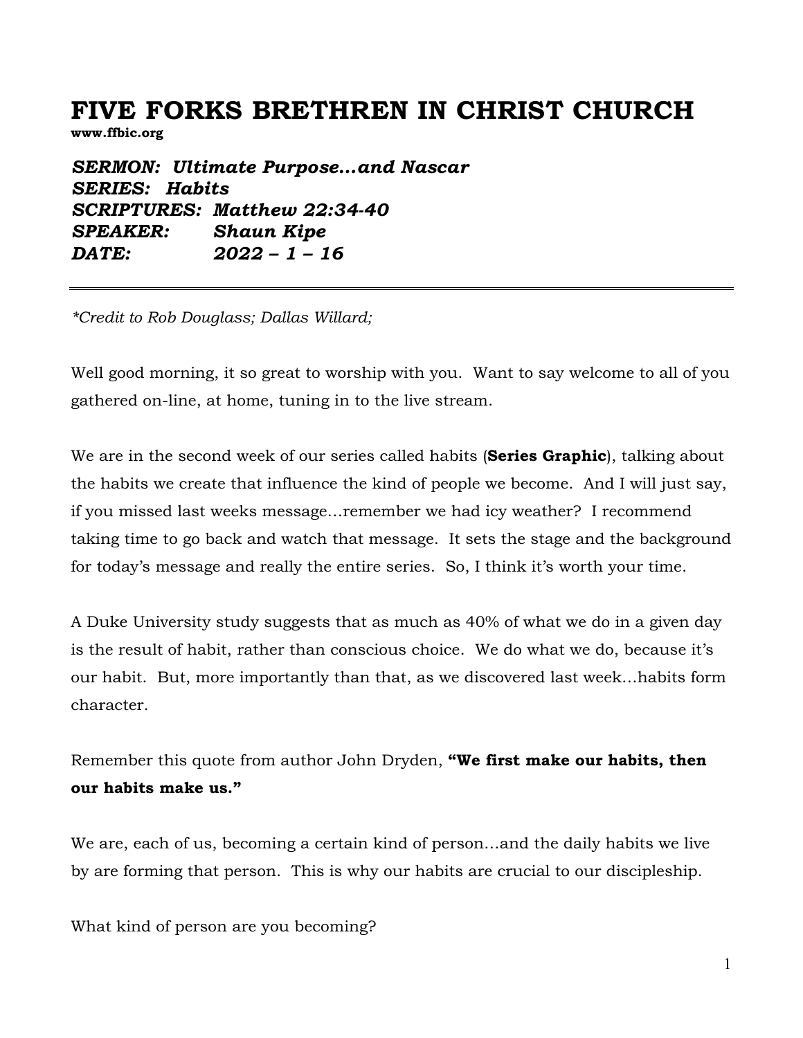# FIVE FORKS BRETHREN IN CHRIST CHURCH

**www.ffbic.org**

***SERMON: Ultimate Purpose…and Nascar***
***SERIES: Habits***
***SCRIPTURES: Matthew 22:34-40***
***SPEAKER: Shaun Kipe***
***DATE: 2022 – 1 – 16***

---

*\*Credit to Rob Douglass; Dallas Willard;*

Well good morning, it so great to worship with you. Want to say welcome to all of you gathered on-line, at home, tuning in to the live stream.

We are in the second week of our series called habits (**Series Graphic**), talking about the habits we create that influence the kind of people we become. And I will just say, if you missed last weeks message…remember we had icy weather? I recommend taking time to go back and watch that message. It sets the stage and the background for today's message and really the entire series. So, I think it's worth your time.

A Duke University study suggests that as much as 40% of what we do in a given day is the result of habit, rather than conscious choice. We do what we do, because it's our habit. But, more importantly than that, as we discovered last week…habits form character.

Remember this quote from author John Dryden, **"We first make our habits, then our habits make us."**

We are, each of us, becoming a certain kind of person…and the daily habits we live by are forming that person. This is why our habits are crucial to our discipleship.

What kind of person are you becoming?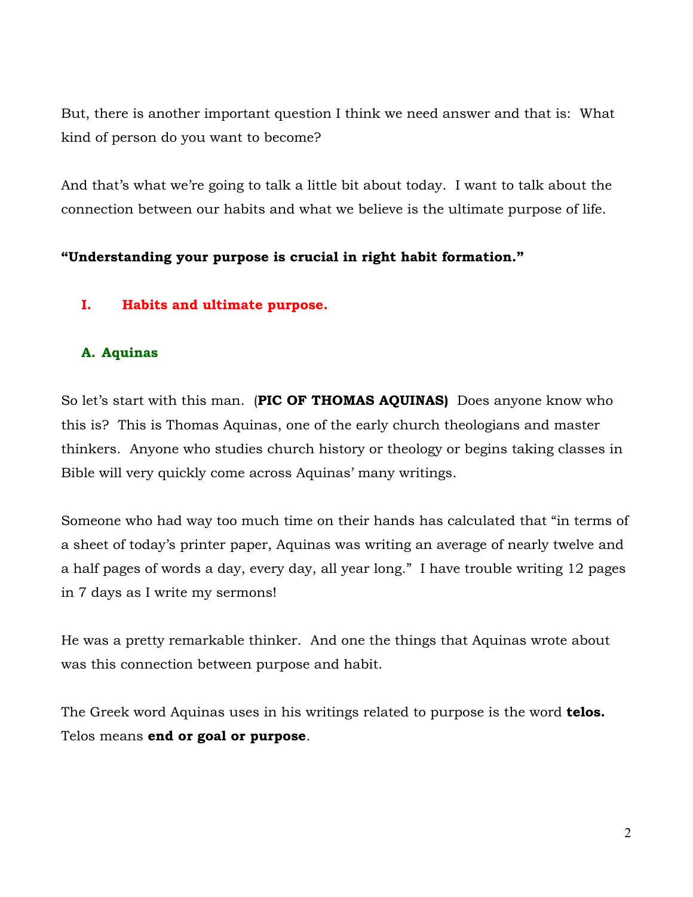But, there is another important question I think we need answer and that is: What kind of person do you want to become?

And that's what we're going to talk a little bit about today. I want to talk about the connection between our habits and what we believe is the ultimate purpose of life.

**"Understanding your purpose is crucial in right habit formation."**

## I. Habits and ultimate purpose.

### A. Aquinas

So let's start with this man. (**PIC OF THOMAS AQUINAS)** Does anyone know who this is? This is Thomas Aquinas, one of the early church theologians and master thinkers. Anyone who studies church history or theology or begins taking classes in Bible will very quickly come across Aquinas' many writings.

Someone who had way too much time on their hands has calculated that "in terms of a sheet of today's printer paper, Aquinas was writing an average of nearly twelve and a half pages of words a day, every day, all year long." I have trouble writing 12 pages in 7 days as I write my sermons!

He was a pretty remarkable thinker. And one the things that Aquinas wrote about was this connection between purpose and habit.

The Greek word Aquinas uses in his writings related to purpose is the word **telos.** Telos means **end or goal or purpose**.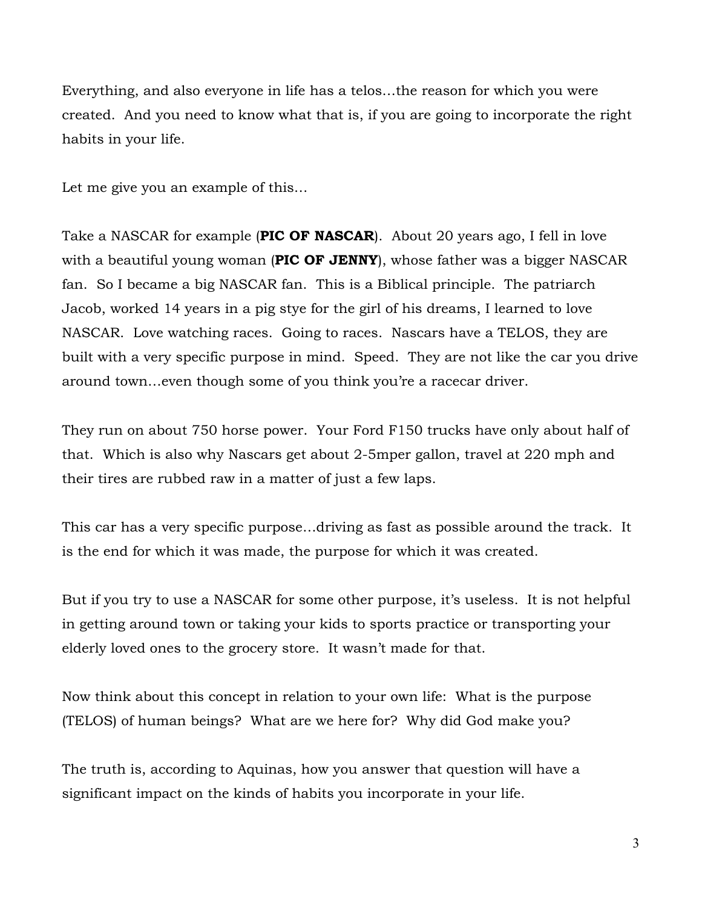Everything, and also everyone in life has a telos…the reason for which you were created. And you need to know what that is, if you are going to incorporate the right habits in your life.

Let me give you an example of this…

Take a NASCAR for example (**PIC OF NASCAR**). About 20 years ago, I fell in love with a beautiful young woman (**PIC OF JENNY**), whose father was a bigger NASCAR fan. So I became a big NASCAR fan. This is a Biblical principle. The patriarch Jacob, worked 14 years in a pig stye for the girl of his dreams, I learned to love NASCAR. Love watching races. Going to races. Nascars have a TELOS, they are built with a very specific purpose in mind. Speed. They are not like the car you drive around town…even though some of you think you're a racecar driver.

They run on about 750 horse power. Your Ford F150 trucks have only about half of that. Which is also why Nascars get about 2-5mper gallon, travel at 220 mph and their tires are rubbed raw in a matter of just a few laps.

This car has a very specific purpose…driving as fast as possible around the track. It is the end for which it was made, the purpose for which it was created.

But if you try to use a NASCAR for some other purpose, it's useless. It is not helpful in getting around town or taking your kids to sports practice or transporting your elderly loved ones to the grocery store. It wasn't made for that.

Now think about this concept in relation to your own life: What is the purpose (TELOS) of human beings? What are we here for? Why did God make you?

The truth is, according to Aquinas, how you answer that question will have a significant impact on the kinds of habits you incorporate in your life.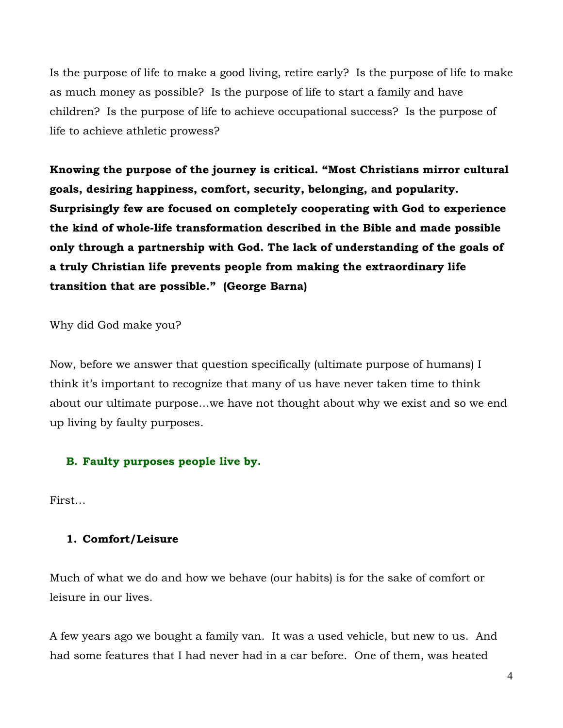Is the purpose of life to make a good living, retire early? Is the purpose of life to make as much money as possible? Is the purpose of life to start a family and have children? Is the purpose of life to achieve occupational success? Is the purpose of life to achieve athletic prowess?

**Knowing the purpose of the journey is critical. "Most Christians mirror cultural goals, desiring happiness, comfort, security, belonging, and popularity. Surprisingly few are focused on completely cooperating with God to experience the kind of whole-life transformation described in the Bible and made possible only through a partnership with God. The lack of understanding of the goals of a truly Christian life prevents people from making the extraordinary life transition that are possible." (George Barna)**

Why did God make you?

Now, before we answer that question specifically (ultimate purpose of humans) I think it's important to recognize that many of us have never taken time to think about our ultimate purpose…we have not thought about why we exist and so we end up living by faulty purposes.

### B. Faulty purposes people live by.

First…

#### 1. Comfort/Leisure

Much of what we do and how we behave (our habits) is for the sake of comfort or leisure in our lives.

A few years ago we bought a family van. It was a used vehicle, but new to us. And had some features that I had never had in a car before. One of them, was heated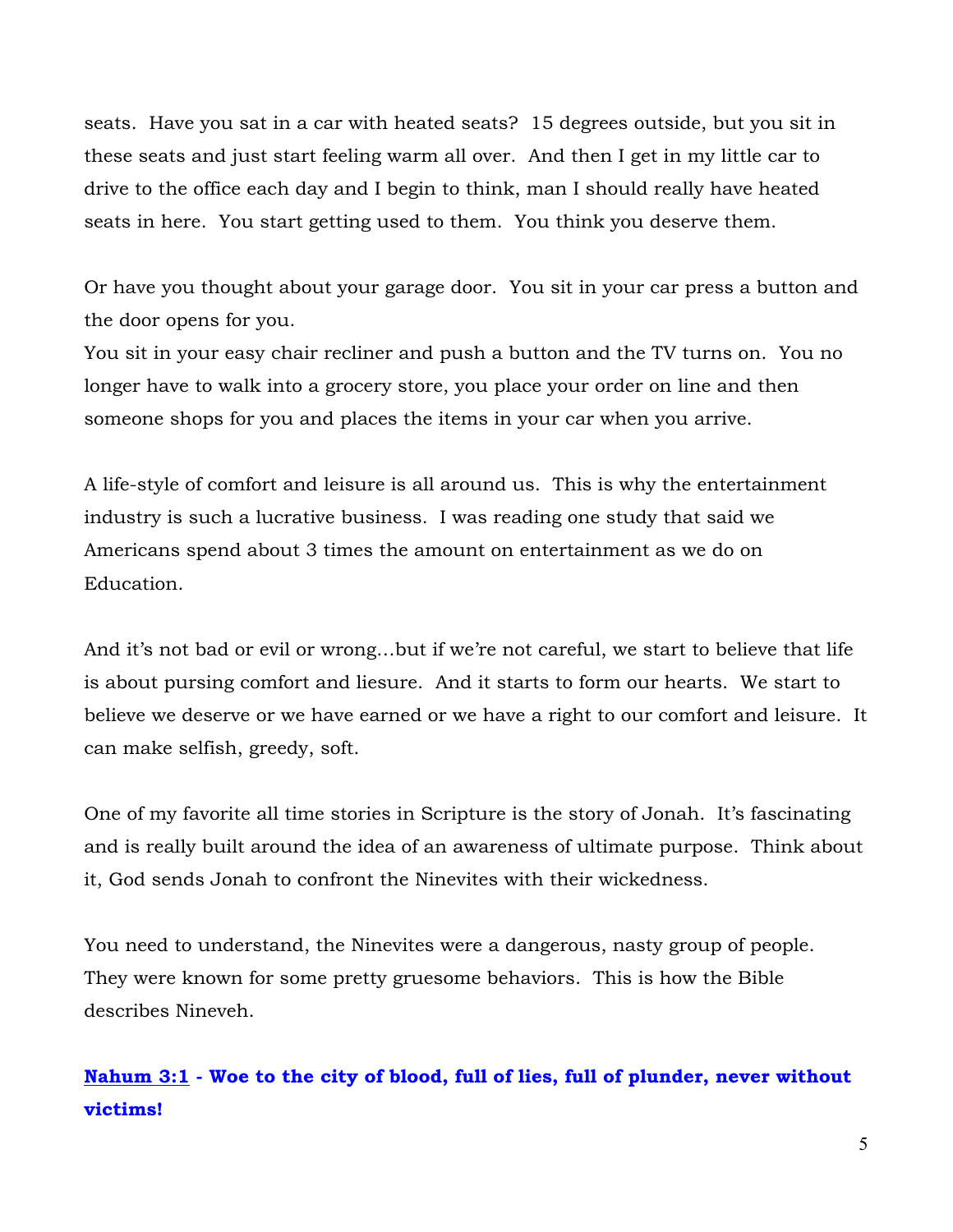seats. Have you sat in a car with heated seats? 15 degrees outside, but you sit in these seats and just start feeling warm all over. And then I get in my little car to drive to the office each day and I begin to think, man I should really have heated seats in here. You start getting used to them. You think you deserve them.

Or have you thought about your garage door. You sit in your car press a button and the door opens for you.
You sit in your easy chair recliner and push a button and the TV turns on. You no longer have to walk into a grocery store, you place your order on line and then someone shops for you and places the items in your car when you arrive.

A life-style of comfort and leisure is all around us. This is why the entertainment industry is such a lucrative business. I was reading one study that said we Americans spend about 3 times the amount on entertainment as we do on Education.

And it's not bad or evil or wrong…but if we're not careful, we start to believe that life is about pursing comfort and liesure. And it starts to form our hearts. We start to believe we deserve or we have earned or we have a right to our comfort and leisure. It can make selfish, greedy, soft.

One of my favorite all time stories in Scripture is the story of Jonah. It's fascinating and is really built around the idea of an awareness of ultimate purpose. Think about it, God sends Jonah to confront the Ninevites with their wickedness.

You need to understand, the Ninevites were a dangerous, nasty group of people. They were known for some pretty gruesome behaviors. This is how the Bible describes Nineveh.

**Nahum 3:1 - Woe to the city of blood, full of lies, full of plunder, never without victims!**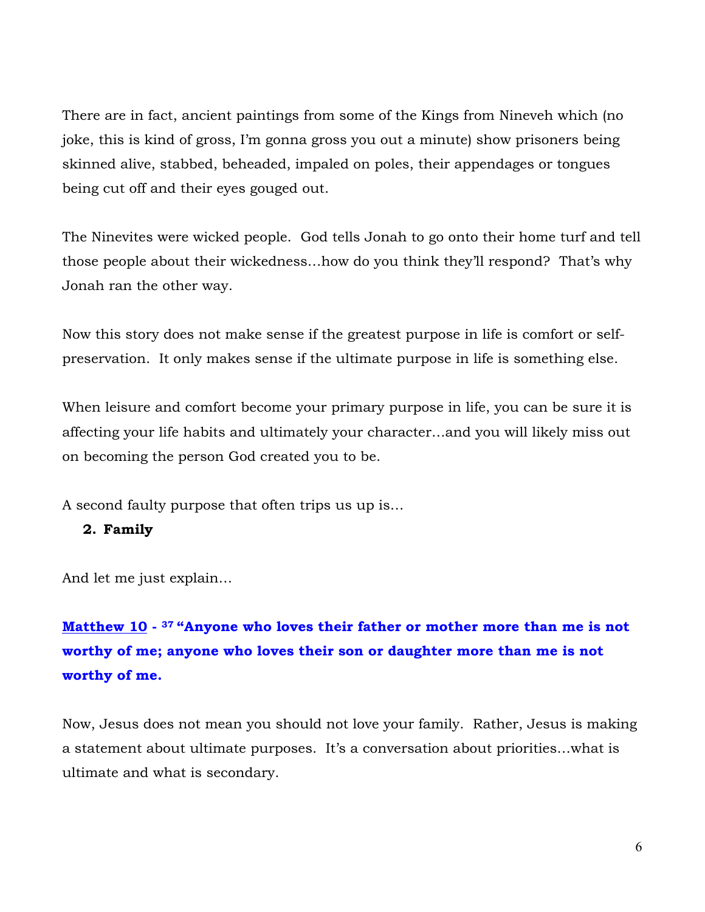There are in fact, ancient paintings from some of the Kings from Nineveh which (no joke, this is kind of gross, I'm gonna gross you out a minute) show prisoners being skinned alive, stabbed, beheaded, impaled on poles, their appendages or tongues being cut off and their eyes gouged out.

The Ninevites were wicked people. God tells Jonah to go onto their home turf and tell those people about their wickedness…how do you think they'll respond? That's why Jonah ran the other way.

Now this story does not make sense if the greatest purpose in life is comfort or self-preservation. It only makes sense if the ultimate purpose in life is something else.

When leisure and comfort become your primary purpose in life, you can be sure it is affecting your life habits and ultimately your character…and you will likely miss out on becoming the person God created you to be.

A second faulty purpose that often trips us up is…

2. **Family**

And let me just explain…

**Matthew 10 - [37] "Anyone who loves their father or mother more than me is not worthy of me; anyone who loves their son or daughter more than me is not worthy of me.**

Now, Jesus does not mean you should not love your family. Rather, Jesus is making a statement about ultimate purposes. It's a conversation about priorities…what is ultimate and what is secondary.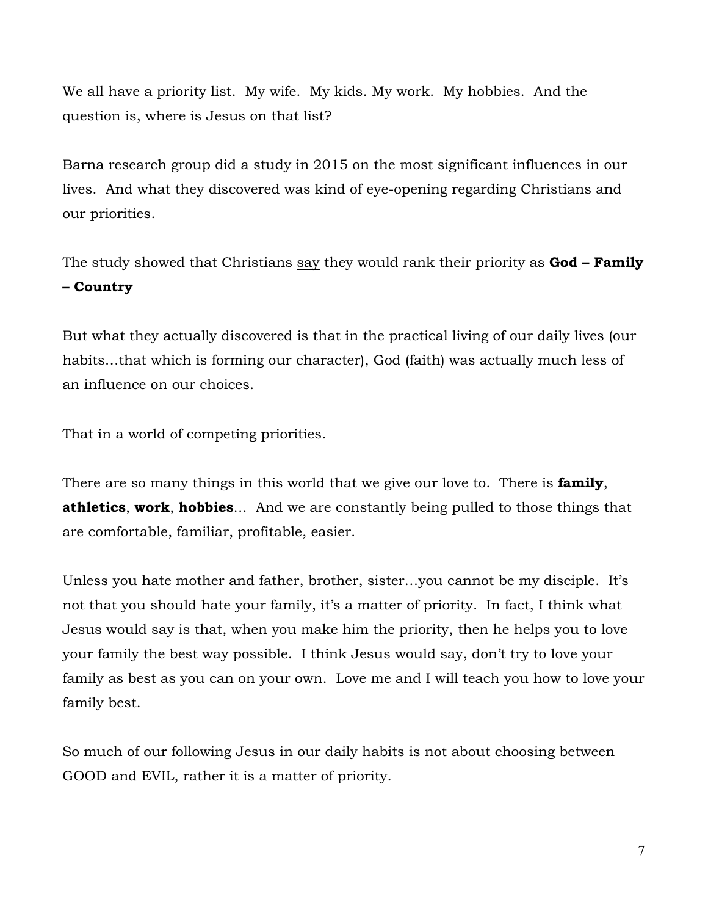We all have a priority list. My wife. My kids. My work. My hobbies. And the question is, where is Jesus on that list?

Barna research group did a study in 2015 on the most significant influences in our lives. And what they discovered was kind of eye-opening regarding Christians and our priorities.

The study showed that Christians <u>say</u> they would rank their priority as **God – Family – Country**

But what they actually discovered is that in the practical living of our daily lives (our habits…that which is forming our character), God (faith) was actually much less of an influence on our choices.

That in a world of competing priorities.

There are so many things in this world that we give our love to. There is **family**, **athletics**, **work**, **hobbies**… And we are constantly being pulled to those things that are comfortable, familiar, profitable, easier.

Unless you hate mother and father, brother, sister…you cannot be my disciple. It's not that you should hate your family, it's a matter of priority. In fact, I think what Jesus would say is that, when you make him the priority, then he helps you to love your family the best way possible. I think Jesus would say, don't try to love your family as best as you can on your own. Love me and I will teach you how to love your family best.

So much of our following Jesus in our daily habits is not about choosing between GOOD and EVIL, rather it is a matter of priority.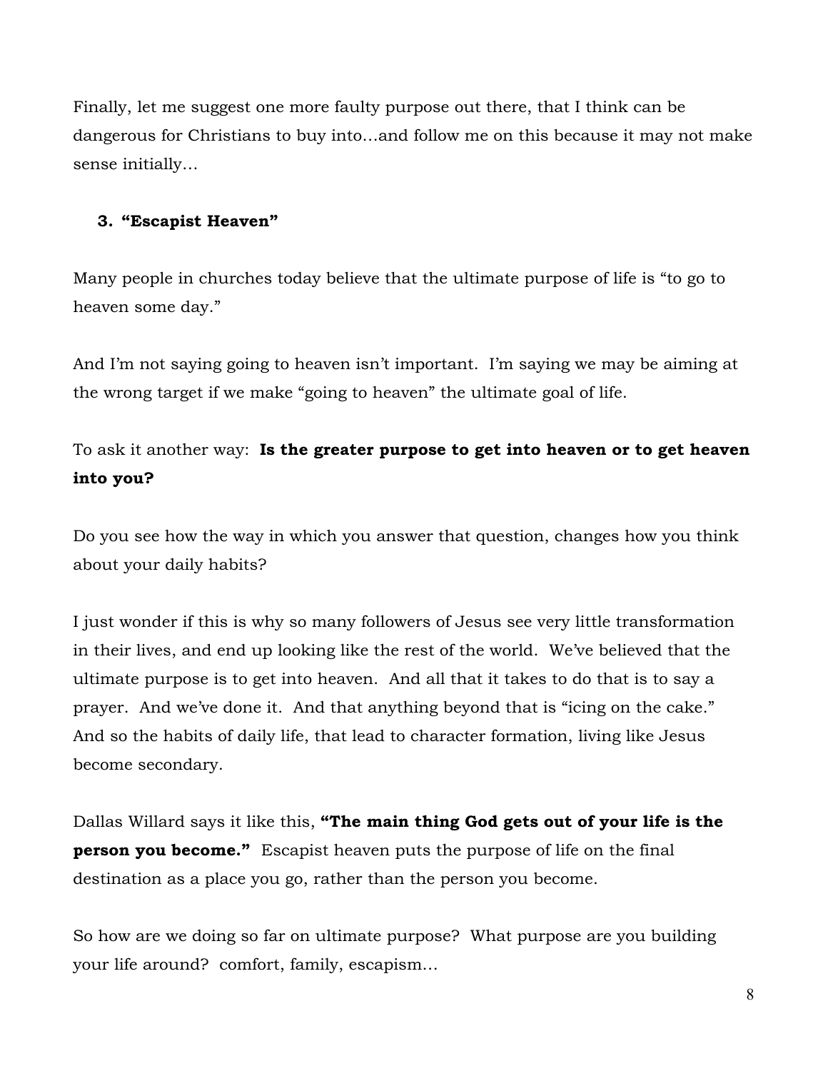Finally, let me suggest one more faulty purpose out there, that I think can be dangerous for Christians to buy into…and follow me on this because it may not make sense initially…

3. **"Escapist Heaven"**

Many people in churches today believe that the ultimate purpose of life is "to go to heaven some day."

And I'm not saying going to heaven isn't important. I'm saying we may be aiming at the wrong target if we make "going to heaven" the ultimate goal of life.

To ask it another way: **Is the greater purpose to get into heaven or to get heaven into you?**

Do you see how the way in which you answer that question, changes how you think about your daily habits?

I just wonder if this is why so many followers of Jesus see very little transformation in their lives, and end up looking like the rest of the world. We've believed that the ultimate purpose is to get into heaven. And all that it takes to do that is to say a prayer. And we've done it. And that anything beyond that is "icing on the cake." And so the habits of daily life, that lead to character formation, living like Jesus become secondary.

Dallas Willard says it like this, **"The main thing God gets out of your life is the person you become."** Escapist heaven puts the purpose of life on the final destination as a place you go, rather than the person you become.

So how are we doing so far on ultimate purpose? What purpose are you building your life around? comfort, family, escapism…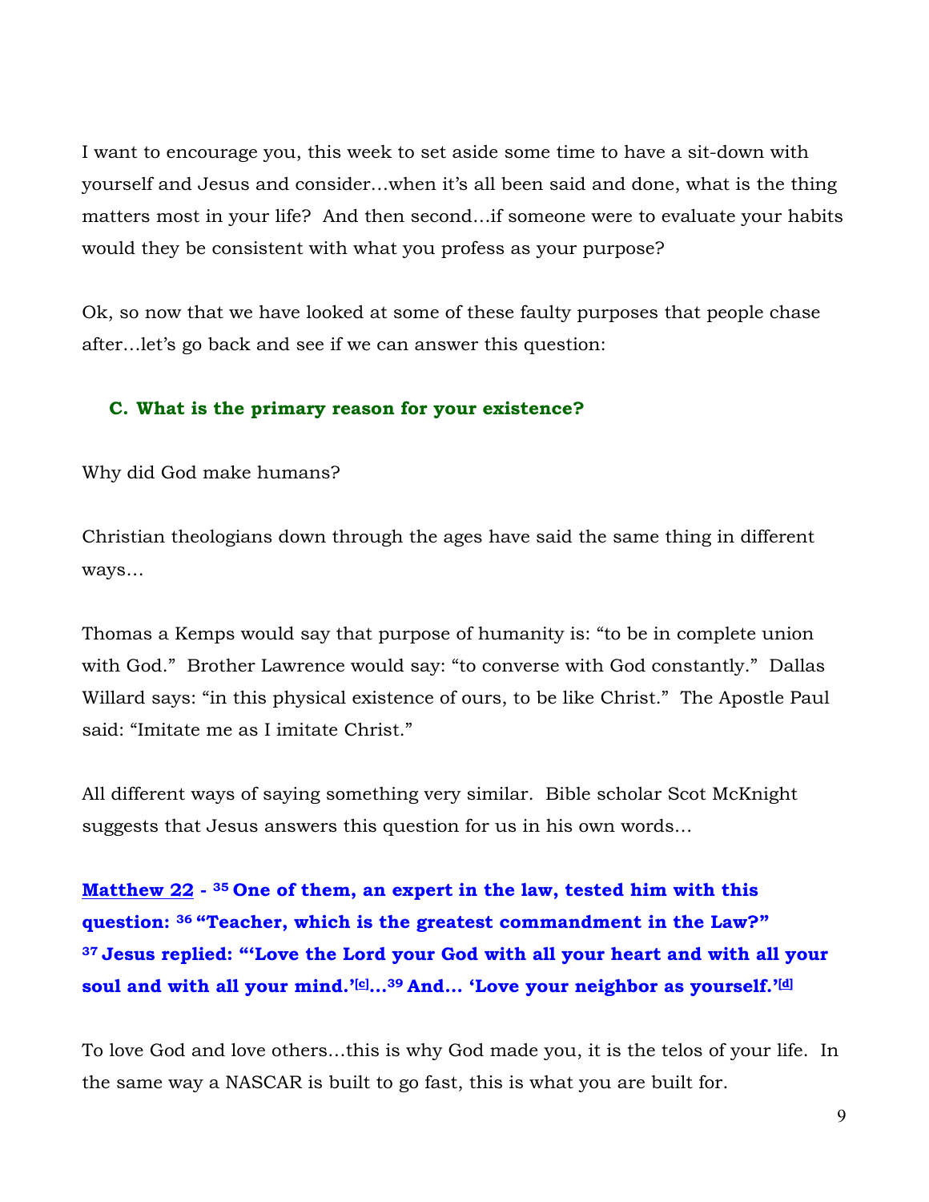I want to encourage you, this week to set aside some time to have a sit-down with yourself and Jesus and consider…when it's all been said and done, what is the thing matters most in your life? And then second…if someone were to evaluate your habits would they be consistent with what you profess as your purpose?

Ok, so now that we have looked at some of these faulty purposes that people chase after…let's go back and see if we can answer this question:

### C. What is the primary reason for your existence?

Why did God make humans?

Christian theologians down through the ages have said the same thing in different ways…

Thomas a Kemps would say that purpose of humanity is: "to be in complete union with God." Brother Lawrence would say: "to converse with God constantly." Dallas Willard says: "in this physical existence of ours, to be like Christ." The Apostle Paul said: "Imitate me as I imitate Christ."

All different ways of saying something very similar. Bible scholar Scot McKnight suggests that Jesus answers this question for us in his own words…

**Matthew 22 - 35 One of them, an expert in the law, tested him with this question: 36 "Teacher, which is the greatest commandment in the Law?" 37 Jesus replied: "'Love the Lord your God with all your heart and with all your soul and with all your mind.'[c]…39 And… 'Love your neighbor as yourself.'[d]**

To love God and love others…this is why God made you, it is the telos of your life. In the same way a NASCAR is built to go fast, this is what you are built for.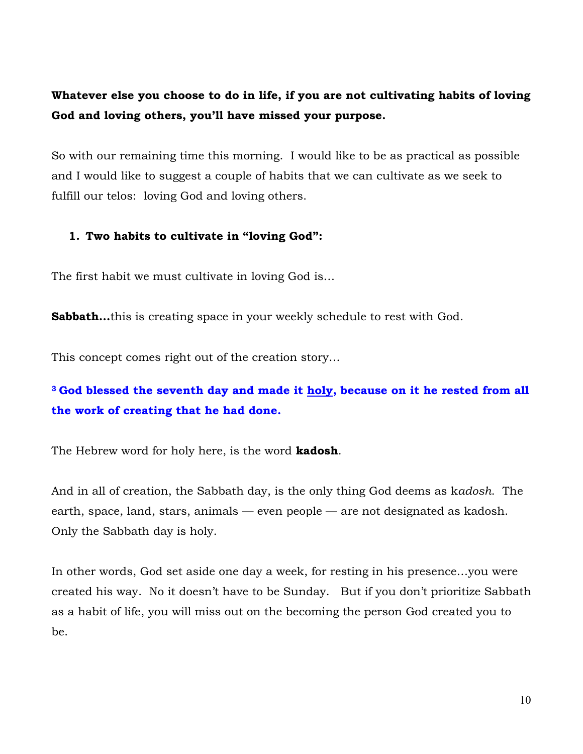**Whatever else you choose to do in life, if you are not cultivating habits of loving God and loving others, you'll have missed your purpose.**

So with our remaining time this morning. I would like to be as practical as possible and I would like to suggest a couple of habits that we can cultivate as we seek to fulfill our telos: loving God and loving others.

1. **Two habits to cultivate in "loving God":**

The first habit we must cultivate in loving God is…

**Sabbath…**this is creating space in your weekly schedule to rest with God.

This concept comes right out of the creation story…

**[3] God blessed the seventh day and made it <u>holy</u>, because on it he rested from all the work of creating that he had done.**

The Hebrew word for holy here, is the word **kadosh**.

And in all of creation, the Sabbath day, is the only thing God deems as k*adosh.* The earth, space, land, stars, animals — even people — are not designated as kadosh. Only the Sabbath day is holy.

In other words, God set aside one day a week, for resting in his presence…you were created his way. No it doesn't have to be Sunday. But if you don't prioritize Sabbath as a habit of life, you will miss out on the becoming the person God created you to be.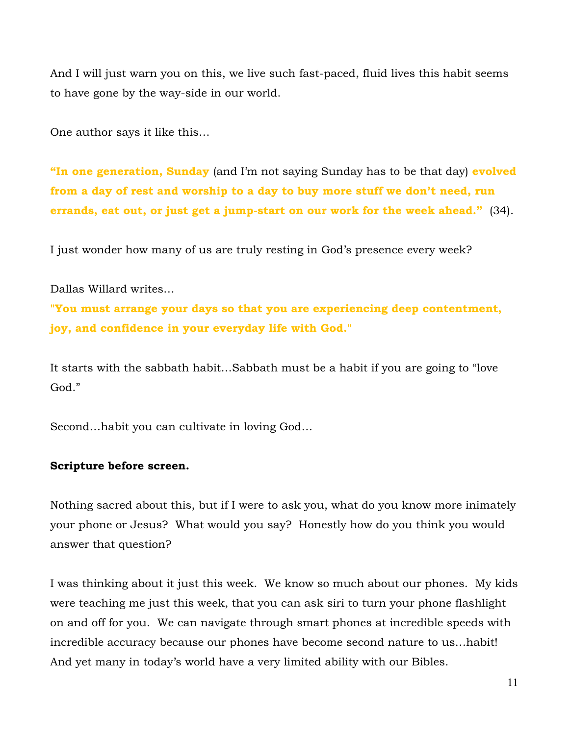And I will just warn you on this, we live such fast-paced, fluid lives this habit seems to have gone by the way-side in our world.

One author says it like this…

**"In one generation, Sunday** (and I'm not saying Sunday has to be that day) **evolved from a day of rest and worship to a day to buy more stuff we don't need, run errands, eat out, or just get a jump-start on our work for the week ahead."** (34).

I just wonder how many of us are truly resting in God's presence every week?

Dallas Willard writes…
**"You must arrange your days so that you are experiencing deep contentment, joy, and confidence in your everyday life with God."**

It starts with the sabbath habit…Sabbath must be a habit if you are going to "love God."

Second…habit you can cultivate in loving God…

**Scripture before screen.**

Nothing sacred about this, but if I were to ask you, what do you know more inimately your phone or Jesus? What would you say? Honestly how do you think you would answer that question?

I was thinking about it just this week. We know so much about our phones. My kids were teaching me just this week, that you can ask siri to turn your phone flashlight on and off for you. We can navigate through smart phones at incredible speeds with incredible accuracy because our phones have become second nature to us…habit! And yet many in today's world have a very limited ability with our Bibles.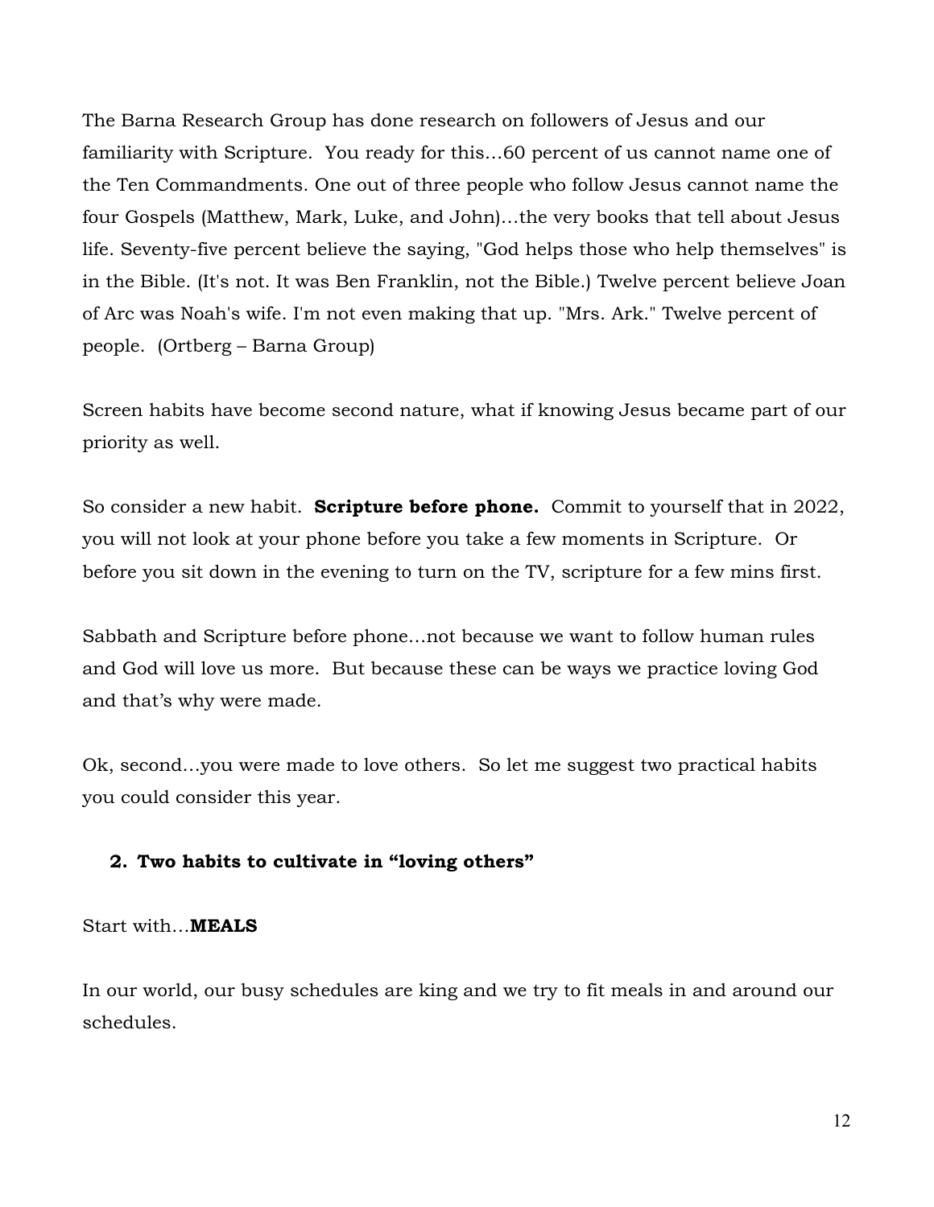The Barna Research Group has done research on followers of Jesus and our familiarity with Scripture. You ready for this…60 percent of us cannot name one of the Ten Commandments. One out of three people who follow Jesus cannot name the four Gospels (Matthew, Mark, Luke, and John)…the very books that tell about Jesus life. Seventy-five percent believe the saying, "God helps those who help themselves" is in the Bible. (It's not. It was Ben Franklin, not the Bible.) Twelve percent believe Joan of Arc was Noah's wife. I'm not even making that up. "Mrs. Ark." Twelve percent of people. (Ortberg – Barna Group)

Screen habits have become second nature, what if knowing Jesus became part of our priority as well.

So consider a new habit. **Scripture before phone.** Commit to yourself that in 2022, you will not look at your phone before you take a few moments in Scripture. Or before you sit down in the evening to turn on the TV, scripture for a few mins first.

Sabbath and Scripture before phone…not because we want to follow human rules and God will love us more. But because these can be ways we practice loving God and that's why were made.

Ok, second…you were made to love others. So let me suggest two practical habits you could consider this year.

2. **Two habits to cultivate in "loving others"**

Start with…**MEALS**

In our world, our busy schedules are king and we try to fit meals in and around our schedules.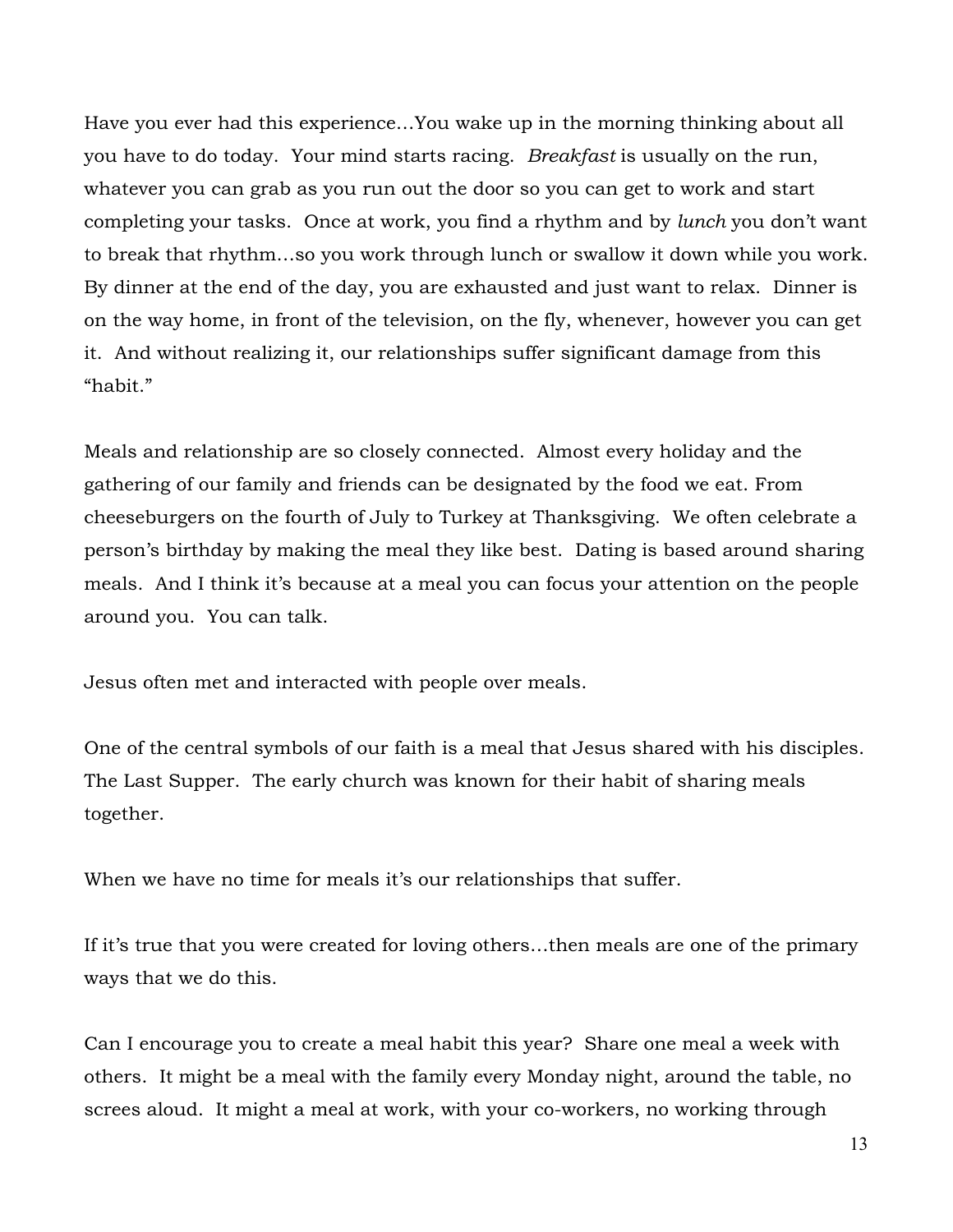Have you ever had this experience…You wake up in the morning thinking about all you have to do today. Your mind starts racing. *Breakfast* is usually on the run, whatever you can grab as you run out the door so you can get to work and start completing your tasks. Once at work, you find a rhythm and by *lunch* you don't want to break that rhythm…so you work through lunch or swallow it down while you work. By dinner at the end of the day, you are exhausted and just want to relax. Dinner is on the way home, in front of the television, on the fly, whenever, however you can get it. And without realizing it, our relationships suffer significant damage from this "habit."

Meals and relationship are so closely connected. Almost every holiday and the gathering of our family and friends can be designated by the food we eat. From cheeseburgers on the fourth of July to Turkey at Thanksgiving. We often celebrate a person's birthday by making the meal they like best. Dating is based around sharing meals. And I think it's because at a meal you can focus your attention on the people around you. You can talk.

Jesus often met and interacted with people over meals.

One of the central symbols of our faith is a meal that Jesus shared with his disciples. The Last Supper. The early church was known for their habit of sharing meals together.

When we have no time for meals it's our relationships that suffer.

If it's true that you were created for loving others…then meals are one of the primary ways that we do this.

Can I encourage you to create a meal habit this year? Share one meal a week with others. It might be a meal with the family every Monday night, around the table, no screes aloud. It might a meal at work, with your co-workers, no working through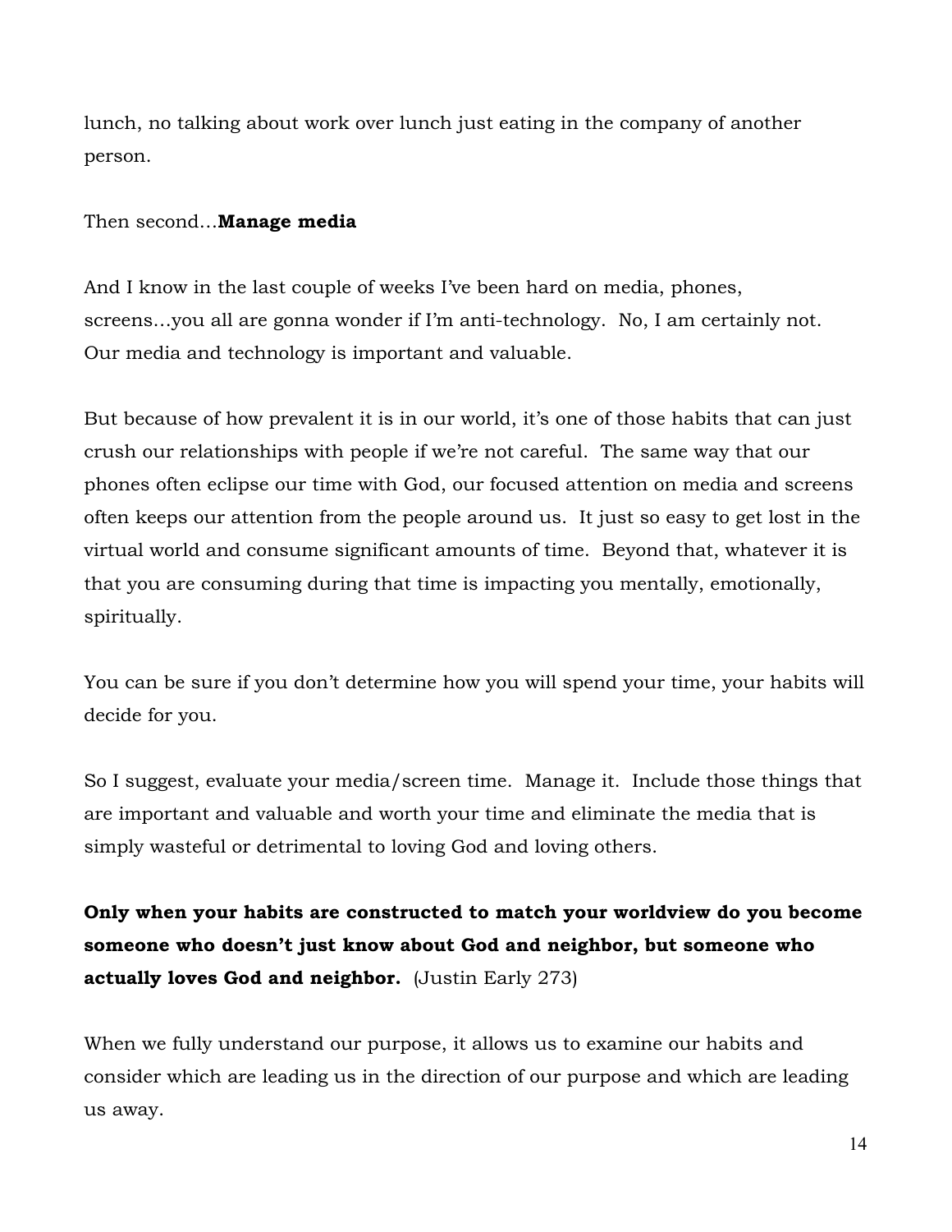lunch, no talking about work over lunch just eating in the company of another person.

Then second…**Manage media**

And I know in the last couple of weeks I've been hard on media, phones, screens…you all are gonna wonder if I'm anti-technology. No, I am certainly not. Our media and technology is important and valuable.

But because of how prevalent it is in our world, it's one of those habits that can just crush our relationships with people if we're not careful. The same way that our phones often eclipse our time with God, our focused attention on media and screens often keeps our attention from the people around us. It just so easy to get lost in the virtual world and consume significant amounts of time. Beyond that, whatever it is that you are consuming during that time is impacting you mentally, emotionally, spiritually.

You can be sure if you don't determine how you will spend your time, your habits will decide for you.

So I suggest, evaluate your media/screen time. Manage it. Include those things that are important and valuable and worth your time and eliminate the media that is simply wasteful or detrimental to loving God and loving others.

**Only when your habits are constructed to match your worldview do you become someone who doesn't just know about God and neighbor, but someone who actually loves God and neighbor.** (Justin Early 273)

When we fully understand our purpose, it allows us to examine our habits and consider which are leading us in the direction of our purpose and which are leading us away.